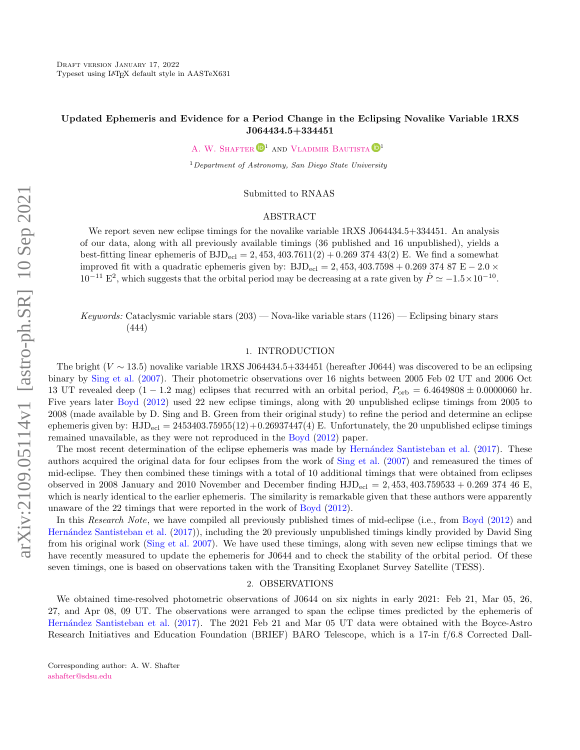# Updated Ephemeris and Evidence for a Period Change in the Eclipsing Novalike Variable 1RXS J064434.5+334451

A. W. Shafter[1] and Vladimir Bautista[1]

[1] *Department of Astronomy, San Diego State University*

Submitted to RNAAS

## ABSTRACT

We report seven new eclipse timings for the novalike variable 1RXS J064434.5+334451. An analysis of our data, along with all previously available timings (36 published and 16 unpublished), yields a best-fitting linear ephemeris of $\mathrm{BJD_{ecl}} = 2,453,403.7611(2) + 0.269\ 374\ 43(2)$ E. We find a somewhat improved fit with a quadratic ephemeris given by: $\mathrm{BJD_{ecl}} = 2,453,403.7598 + 0.269\ 374\ 87\ \mathrm{E} - 2.0 \times 10^{-11}\ \mathrm{E}^2$, which suggests that the orbital period may be decreasing at a rate given by $\dot{P} \simeq -1.5 \times 10^{-10}$.

*Keywords:* Cataclysmic variable stars (203) — Nova-like variable stars (1126) — Eclipsing binary stars (444)

## 1. INTRODUCTION

The bright ($V \sim 13.5$) novalike variable 1RXS J064434.5+334451 (hereafter J0644) was discovered to be an eclipsing binary by Sing et al. (2007). Their photometric observations over 16 nights between 2005 Feb 02 UT and 2006 Oct 13 UT revealed deep ($1 - 1.2$ mag) eclipses that recurred with an orbital period, $P_{\mathrm{orb}} = 6.4649808 \pm 0.0000060$ hr. Five years later Boyd (2012) used 22 new eclipse timings, along with 20 unpublished eclipse timings from 2005 to 2008 (made available by D. Sing and B. Green from their original study) to refine the period and determine an eclipse ephemeris given by: $\mathrm{HJD_{ecl}} = 2453403.75955(12) + 0.26937447(4)$ E. Unfortunately, the 20 unpublished eclipse timings remained unavailable, as they were not reproduced in the Boyd (2012) paper.

The most recent determination of the eclipse ephemeris was made by Hernández Santisteban et al. (2017). These authors acquired the original data for four eclipses from the work of Sing et al. (2007) and remeasured the times of mid-eclipse. They then combined these timings with a total of 10 additional timings that were obtained from eclipses observed in 2008 January and 2010 November and December finding $\mathrm{HJD_{ecl}} = 2,453,403.759533 + 0.269\ 374\ 46$ E, which is nearly identical to the earlier ephemeris. The similarity is remarkable given that these authors were apparently unaware of the 22 timings that were reported in the work of Boyd (2012).

In this *Research Note*, we have compiled all previously published times of mid-eclipse (i.e., from Boyd (2012) and Hernández Santisteban et al. (2017)), including the 20 previously unpublished timings kindly provided by David Sing from his original work (Sing et al. 2007). We have used these timings, along with seven new eclipse timings that we have recently measured to update the ephemeris for J0644 and to check the stability of the orbital period. Of these seven timings, one is based on observations taken with the Transiting Exoplanet Survey Satellite (TESS).

## 2. OBSERVATIONS

We obtained time-resolved photometric observations of J0644 on six nights in early 2021: Feb 21, Mar 05, 26, 27, and Apr 08, 09 UT. The observations were arranged to span the eclipse times predicted by the ephemeris of Hernández Santisteban et al. (2017). The 2021 Feb 21 and Mar 05 UT data were obtained with the Boyce-Astro Research Initiatives and Education Foundation (BRIEF) BARO Telescope, which is a 17-in f/6.8 Corrected Dall-

Corresponding author: A. W. Shafter
ashafter@sdsu.edu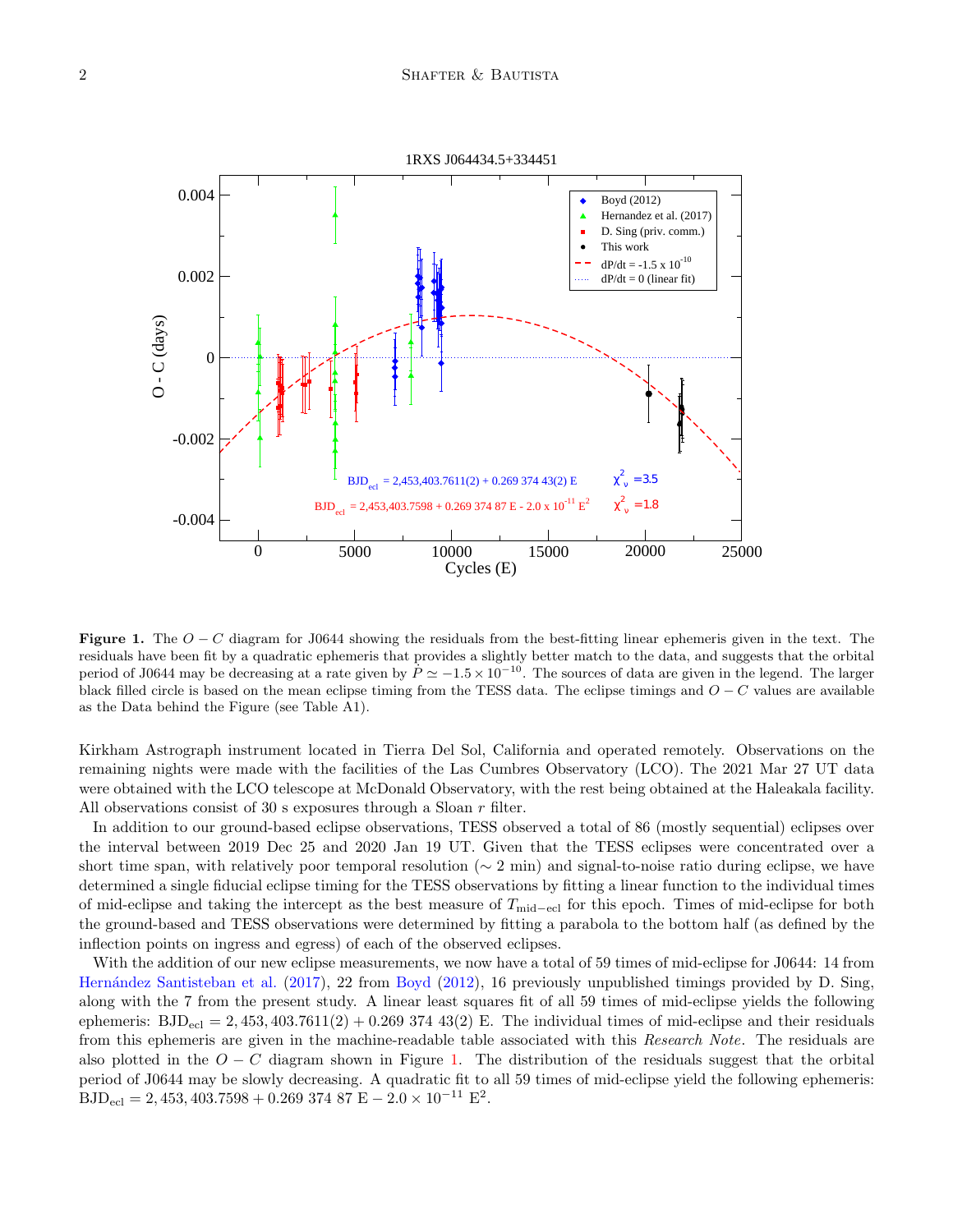**Figure 1.** The $O-C$ diagram for J0644 showing the residuals from the best-fitting linear ephemeris given in the text. The residuals have been fit by a quadratic ephemeris that provides a slightly better match to the data, and suggests that the orbital period of J0644 may be decreasing at a rate given by $\dot{P} \simeq -1.5 \times 10^{-10}$. The sources of data are given in the legend. The larger black filled circle is based on the mean eclipse timing from the TESS data. The eclipse timings and $O-C$ values are available as the Data behind the Figure (see Table A1).

Kirkham Astrograph instrument located in Tierra Del Sol, California and operated remotely. Observations on the remaining nights were made with the facilities of the Las Cumbres Observatory (LCO). The 2021 Mar 27 UT data were obtained with the LCO telescope at McDonald Observatory, with the rest being obtained at the Haleakala facility. All observations consist of 30 s exposures through a Sloan $r$ filter.

In addition to our ground-based eclipse observations, TESS observed a total of 86 (mostly sequential) eclipses over the interval between 2019 Dec 25 and 2020 Jan 19 UT. Given that the TESS eclipses were concentrated over a short time span, with relatively poor temporal resolution ($\sim 2$ min) and signal-to-noise ratio during eclipse, we have determined a single fiducial eclipse timing for the TESS observations by fitting a linear function to the individual times of mid-eclipse and taking the intercept as the best measure of $T_{\mathrm{mid-ecl}}$ for this epoch. Times of mid-eclipse for both the ground-based and TESS observations were determined by fitting a parabola to the bottom half (as defined by the inflection points on ingress and egress) of each of the observed eclipses.

With the addition of our new eclipse measurements, we now have a total of 59 times of mid-eclipse for J0644: 14 from Hernández Santisteban et al. (2017), 22 from Boyd (2012), 16 previously unpublished timings provided by D. Sing, along with the 7 from the present study. A linear least squares fit of all 59 times of mid-eclipse yields the following ephemeris: $\mathrm{BJD_{ecl}} = 2,453,403.7611(2) + 0.269\ 374\ 43(2)\ \mathrm{E}$. The individual times of mid-eclipse and their residuals from this ephemeris are given in the machine-readable table associated with this *Research Note*. The residuals are also plotted in the $O-C$ diagram shown in Figure 1. The distribution of the residuals suggest that the orbital period of J0644 may be slowly decreasing. A quadratic fit to all 59 times of mid-eclipse yield the following ephemeris: $\mathrm{BJD_{ecl}} = 2,453,403.7598 + 0.269\ 374\ 87\ \mathrm{E} - 2.0 \times 10^{-11}\ \mathrm{E}^2$.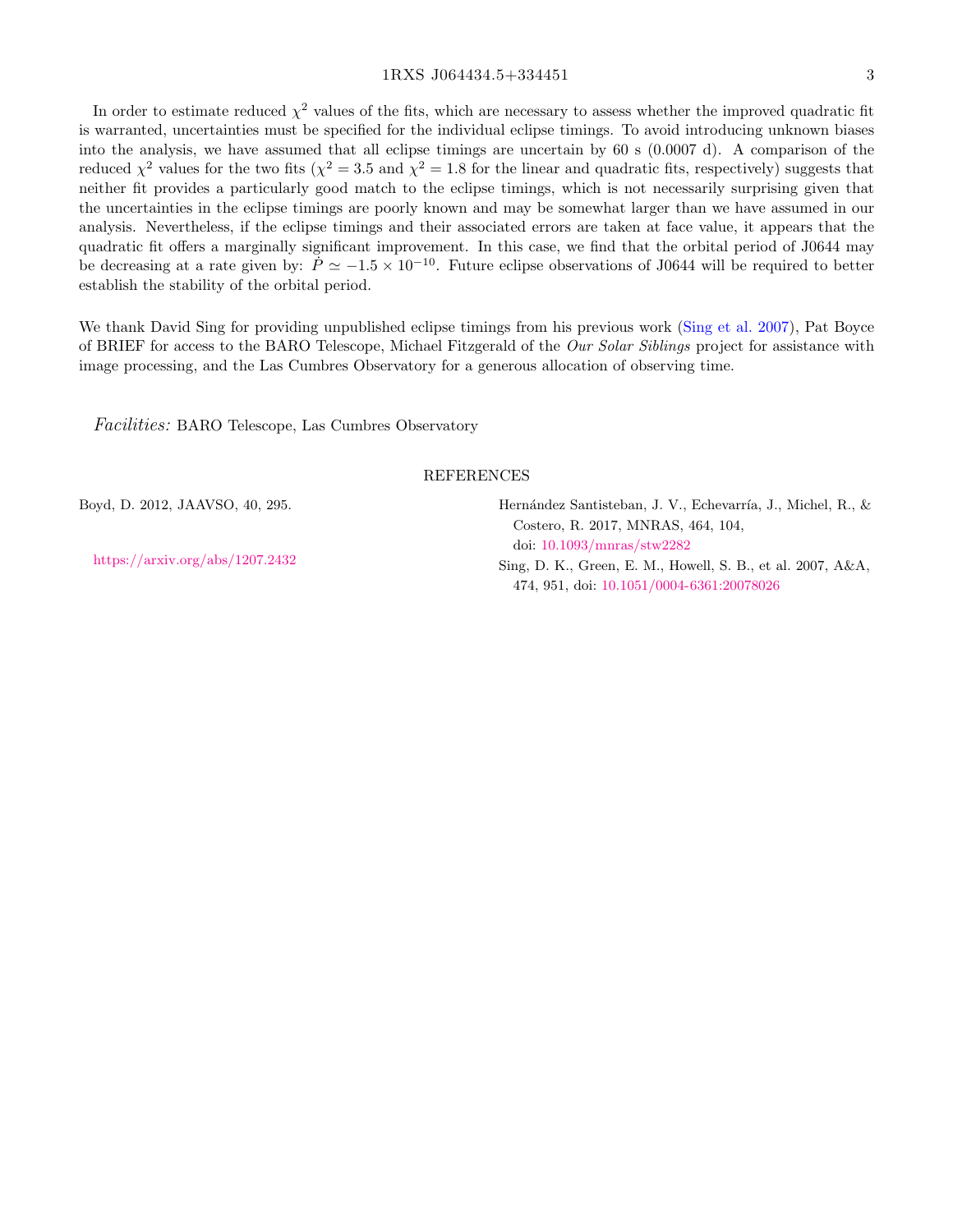In order to estimate reduced $\chi^2$ values of the fits, which are necessary to assess whether the improved quadratic fit is warranted, uncertainties must be specified for the individual eclipse timings. To avoid introducing unknown biases into the analysis, we have assumed that all eclipse timings are uncertain by 60 s (0.0007 d). A comparison of the reduced $\chi^2$ values for the two fits ($\chi^2 = 3.5$ and $\chi^2 = 1.8$ for the linear and quadratic fits, respectively) suggests that neither fit provides a particularly good match to the eclipse timings, which is not necessarily surprising given that the uncertainties in the eclipse timings are poorly known and may be somewhat larger than we have assumed in our analysis. Nevertheless, if the eclipse timings and their associated errors are taken at face value, it appears that the quadratic fit offers a marginally significant improvement. In this case, we find that the orbital period of J0644 may be decreasing at a rate given by: $\dot{P} \simeq -1.5 \times 10^{-10}$. Future eclipse observations of J0644 will be required to better establish the stability of the orbital period.

We thank David Sing for providing unpublished eclipse timings from his previous work (Sing et al. 2007), Pat Boyce of BRIEF for access to the BARO Telescope, Michael Fitzgerald of the *Our Solar Siblings* project for assistance with image processing, and the Las Cumbres Observatory for a generous allocation of observing time.

*Facilities:* BARO Telescope, Las Cumbres Observatory

## REFERENCES

Boyd, D. 2012, JAAVSO, 40, 295.

https://arxiv.org/abs/1207.2432

Hernández Santisteban, J. V., Echevarría, J., Michel, R., & Costero, R. 2017, MNRAS, 464, 104, doi: 10.1093/mnras/stw2282

Sing, D. K., Green, E. M., Howell, S. B., et al. 2007, A&A, 474, 951, doi: 10.1051/0004-6361:20078026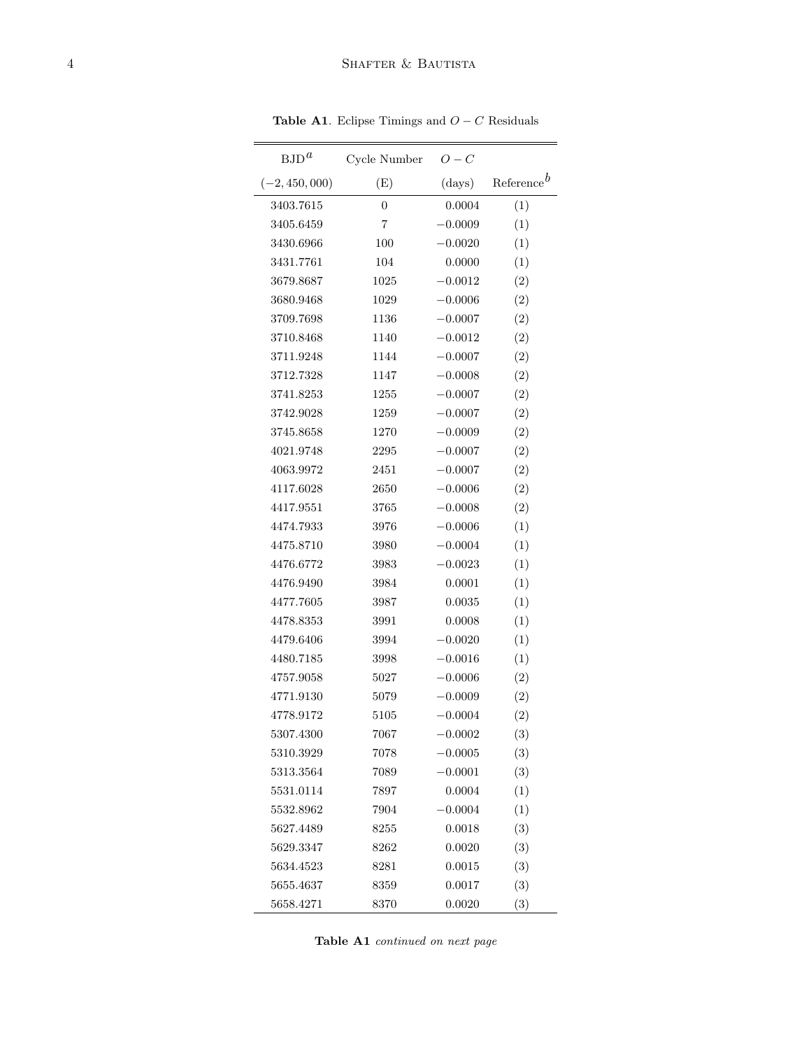**Table A1**. Eclipse Timings and $O-C$ Residuals

| BJD[a] $(-2,450,000)$ | Cycle Number (E) | $O-C$ (days) | Reference[b] |
|---|---|---|---|
| 3403.7615 | 0 | 0.0004 | (1) |
| 3405.6459 | 7 | $-0.0009$ | (1) |
| 3430.6966 | 100 | $-0.0020$ | (1) |
| 3431.7761 | 104 | 0.0000 | (1) |
| 3679.8687 | 1025 | $-0.0012$ | (2) |
| 3680.9468 | 1029 | $-0.0006$ | (2) |
| 3709.7698 | 1136 | $-0.0007$ | (2) |
| 3710.8468 | 1140 | $-0.0012$ | (2) |
| 3711.9248 | 1144 | $-0.0007$ | (2) |
| 3712.7328 | 1147 | $-0.0008$ | (2) |
| 3741.8253 | 1255 | $-0.0007$ | (2) |
| 3742.9028 | 1259 | $-0.0007$ | (2) |
| 3745.8658 | 1270 | $-0.0009$ | (2) |
| 4021.9748 | 2295 | $-0.0007$ | (2) |
| 4063.9972 | 2451 | $-0.0007$ | (2) |
| 4117.6028 | 2650 | $-0.0006$ | (2) |
| 4417.9551 | 3765 | $-0.0008$ | (2) |
| 4474.7933 | 3976 | $-0.0006$ | (1) |
| 4475.8710 | 3980 | $-0.0004$ | (1) |
| 4476.6772 | 3983 | $-0.0023$ | (1) |
| 4476.9490 | 3984 | 0.0001 | (1) |
| 4477.7605 | 3987 | 0.0035 | (1) |
| 4478.8353 | 3991 | 0.0008 | (1) |
| 4479.6406 | 3994 | $-0.0020$ | (1) |
| 4480.7185 | 3998 | $-0.0016$ | (1) |
| 4757.9058 | 5027 | $-0.0006$ | (2) |
| 4771.9130 | 5079 | $-0.0009$ | (2) |
| 4778.9172 | 5105 | $-0.0004$ | (2) |
| 5307.4300 | 7067 | $-0.0002$ | (3) |
| 5310.3929 | 7078 | $-0.0005$ | (3) |
| 5313.3564 | 7089 | $-0.0001$ | (3) |
| 5531.0114 | 7897 | 0.0004 | (1) |
| 5532.8962 | 7904 | $-0.0004$ | (1) |
| 5627.4489 | 8255 | 0.0018 | (3) |
| 5629.3347 | 8262 | 0.0020 | (3) |
| 5634.4523 | 8281 | 0.0015 | (3) |
| 5655.4637 | 8359 | 0.0017 | (3) |
| 5658.4271 | 8370 | 0.0020 | (3) |

**Table A1** *continued on next page*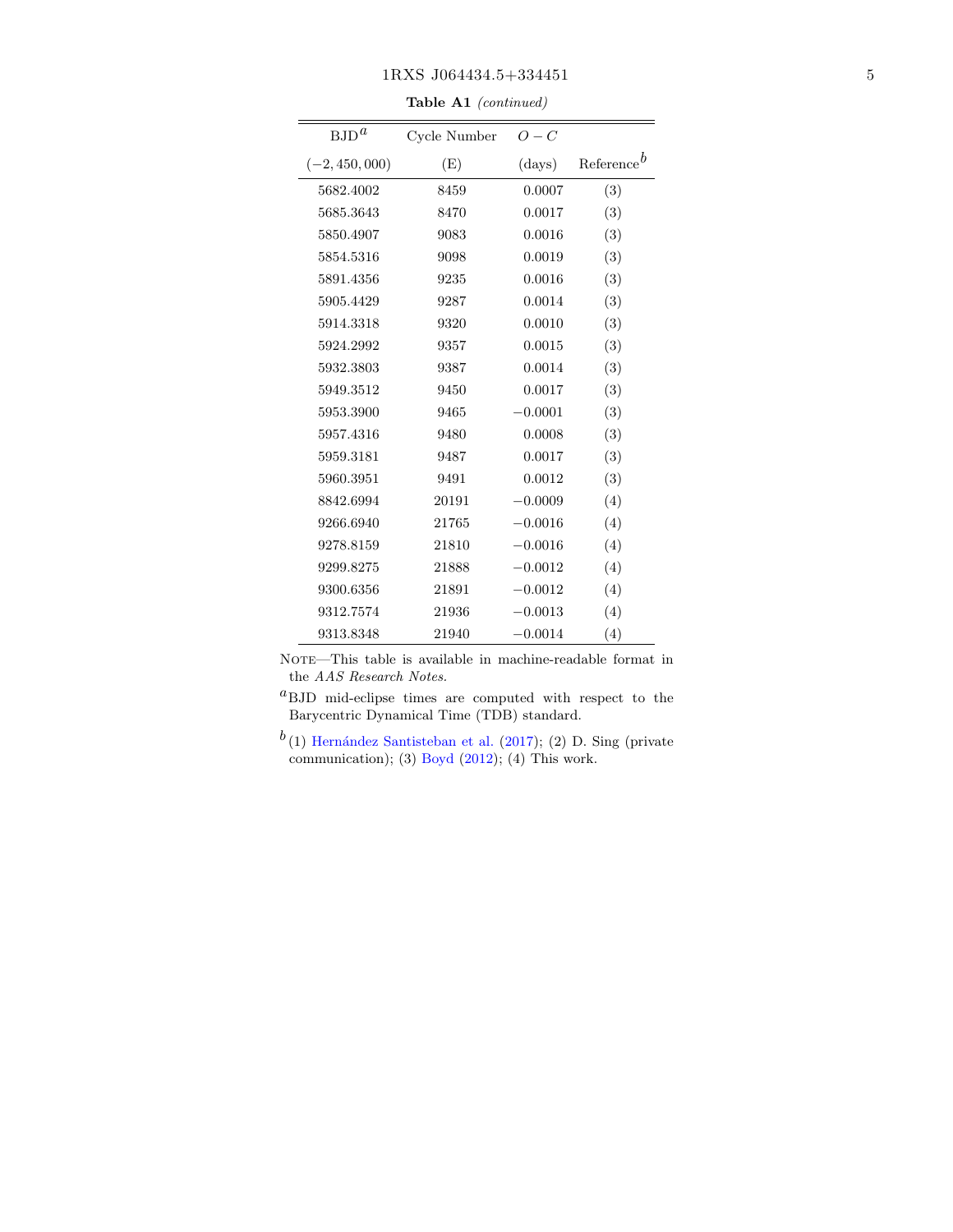**Table A1** *(continued)*

| BJD[a] $(-2,450,000)$ | Cycle Number (E) | $O-C$ (days) | Reference[b] |
|---|---|---|---|
| 5682.4002 | 8459 | 0.0007 | (3) |
| 5685.3643 | 8470 | 0.0017 | (3) |
| 5850.4907 | 9083 | 0.0016 | (3) |
| 5854.5316 | 9098 | 0.0019 | (3) |
| 5891.4356 | 9235 | 0.0016 | (3) |
| 5905.4429 | 9287 | 0.0014 | (3) |
| 5914.3318 | 9320 | 0.0010 | (3) |
| 5924.2992 | 9357 | 0.0015 | (3) |
| 5932.3803 | 9387 | 0.0014 | (3) |
| 5949.3512 | 9450 | 0.0017 | (3) |
| 5953.3900 | 9465 | −0.0001 | (3) |
| 5957.4316 | 9480 | 0.0008 | (3) |
| 5959.3181 | 9487 | 0.0017 | (3) |
| 5960.3951 | 9491 | 0.0012 | (3) |
| 8842.6994 | 20191 | −0.0009 | (4) |
| 9266.6940 | 21765 | −0.0016 | (4) |
| 9278.8159 | 21810 | −0.0016 | (4) |
| 9299.8275 | 21888 | −0.0012 | (4) |
| 9300.6356 | 21891 | −0.0012 | (4) |
| 9312.7574 | 21936 | −0.0013 | (4) |
| 9313.8348 | 21940 | −0.0014 | (4) |

Note—This table is available in machine-readable format in the *AAS Research Notes.*

[a] BJD mid-eclipse times are computed with respect to the Barycentric Dynamical Time (TDB) standard.

[b] (1) Hernández Santisteban et al. (2017); (2) D. Sing (private communication); (3) Boyd (2012); (4) This work.